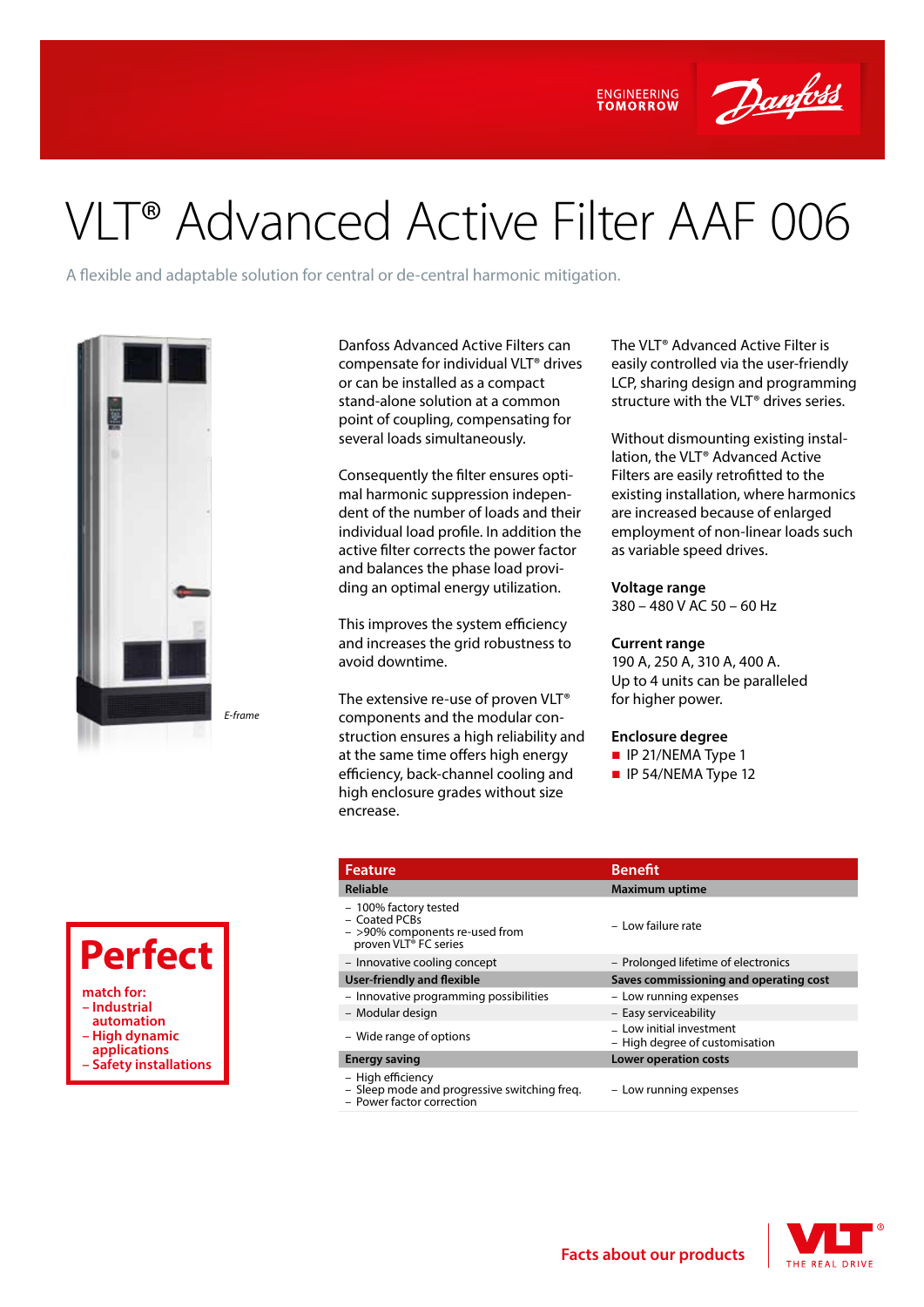# VLT® Advanced Active Filter AAF 006

A flexible and adaptable solution for central or de-central harmonic mitigation.

E-frame

Danfoss Advanced Active Filters can compensate for individual VLT® drives or can be installed as a compact stand-alone solution at a common point of coupling, compensating for several loads simultaneously.

Consequently the filter ensures optimal harmonic suppression independent of the number of loads and their individual load profile. In addition the active filter corrects the power factor and balances the phase load providing an optimal energy utilization.

This improves the system efficiency and increases the grid robustness to avoid downtime.

The extensive re-use of proven VLT® components and the modular construction ensures a high reliability and at the same time offers high energy efficiency, back-channel cooling and high enclosure grades without size encrease.

The VLT® Advanced Active Filter is easily controlled via the user-friendly LCP, sharing design and programming structure with the VLT® drives series.

Without dismounting existing installation, the VLT® Advanced Active Filters are easily retrofitted to the existing installation, where harmonics are increased because of enlarged employment of non-linear loads such as variable speed drives.

**Voltage range**
380 – 480 V AC 50 – 60 Hz

**Current range**
190 A, 250 A, 310 A, 400 A.
Up to 4 units can be paralleled for higher power.

**Enclosure degree**
- IP 21/NEMA Type 1
- IP 54/NEMA Type 12

**Perfect**

match for:
- Industrial automation
- High dynamic applications
- Safety installations

| Feature | Benefit |
|---|---|
| **Reliable** | **Maximum uptime** |
| – 100% factory tested<br>– Coated PCBs<br>– >90% components re-used from proven VLT® FC series | – Low failure rate |
| – Innovative cooling concept | – Prolonged lifetime of electronics |
| **User-friendly and flexible** | **Saves commissioning and operating cost** |
| – Innovative programming possibilities | – Low running expenses |
| – Modular design | – Easy serviceability |
| – Wide range of options | – Low initial investment<br>– High degree of customisation |
| **Energy saving** | **Lower operation costs** |
| – High efficiency<br>– Sleep mode and progressive switching freq.<br>– Power factor correction | – Low running expenses |

Facts about our products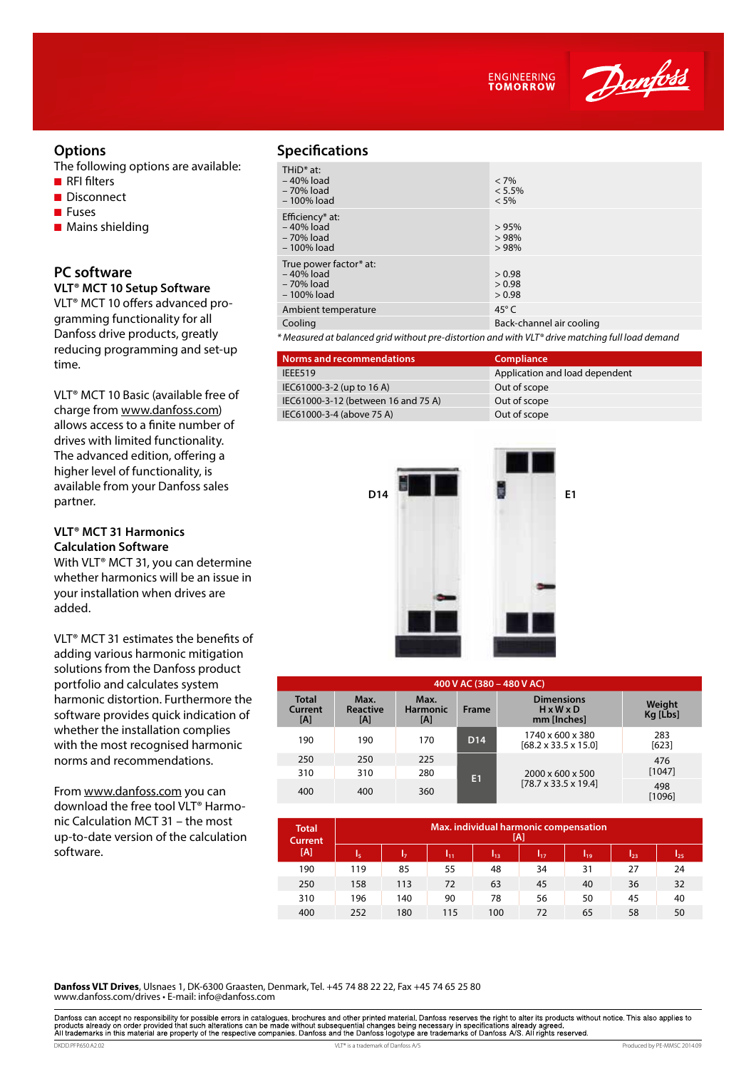## Options

The following options are available:

- RFI filters
- Disconnect
- Fuses
- Mains shielding

## PC software

### VLT® MCT 10 Setup Software

VLT® MCT 10 offers advanced programming functionality for all Danfoss drive products, greatly reducing programming and set-up time.

VLT® MCT 10 Basic (available free of charge from www.danfoss.com) allows access to a finite number of drives with limited functionality. The advanced edition, offering a higher level of functionality, is available from your Danfoss sales partner.

### VLT® MCT 31 Harmonics Calculation Software

With VLT® MCT 31, you can determine whether harmonics will be an issue in your installation when drives are added.

VLT® MCT 31 estimates the benefits of adding various harmonic mitigation solutions from the Danfoss product portfolio and calculates system harmonic distortion. Furthermore the software provides quick indication of whether the installation complies with the most recognised harmonic norms and recommendations.

From www.danfoss.com you can download the free tool VLT® Harmonic Calculation MCT 31 – the most up-to-date version of the calculation software.

## Specifications

| | |
|---|---|
| THiD* at:<br>– 40% load<br>– 70% load<br>– 100% load | <br>< 7%<br>< 5.5%<br>< 5% |
| Efficiency* at:<br>– 40% load<br>– 70% load<br>– 100% load | <br>> 95%<br>> 98%<br>> 98% |
| True power factor* at:<br>– 40% load<br>– 70% load<br>– 100% load | <br>> 0.98<br>> 0.98<br>> 0.98 |
| Ambient temperature | 45° C |
| Cooling | Back-channel air cooling |

*\* Measured at balanced grid without pre-distortion and with VLT® drive matching full load demand*

| Norms and recommendations | Compliance |
|---|---|
| IEEE519 | Application and load dependent |
| IEC61000-3-2 (up to 16 A) | Out of scope |
| IEC61000-3-12 (between 16 and 75 A) | Out of scope |
| IEC61000-3-4 (above 75 A) | Out of scope |

D14 E1

| 400 V AC (380 – 480 V AC) | | | | | |
|---|---|---|---|---|---|
| Total Current [A] | Max. Reactive [A] | Max. Harmonic [A] | Frame | Dimensions H x W x D mm [Inches] | Weight Kg [Lbs] |
| 190 | 190 | 170 | D14 | 1740 x 600 x 380<br>[68.2 x 33.5 x 15.0] | 283<br>[623] |
| 250 | 250 | 225 | E1 | 2000 x 600 x 500<br>[78.7 x 33.5 x 19.4] | 476<br>[1047] |
| 310 | 310 | 280 | E1 | 2000 x 600 x 500<br>[78.7 x 33.5 x 19.4] | 476<br>[1047] |
| 400 | 400 | 360 | E1 | 2000 x 600 x 500<br>[78.7 x 33.5 x 19.4] | 498<br>[1096] |

| Total Current [A] | Max. individual harmonic compensation [A] | | | | | | | |
|---|---|---|---|---|---|---|---|---|
| | $I_5$ | $I_7$ | $I_{11}$ | $I_{13}$ | $I_{17}$ | $I_{19}$ | $I_{23}$ | $I_{25}$ |
| 190 | 119 | 85 | 55 | 48 | 34 | 31 | 27 | 24 |
| 250 | 158 | 113 | 72 | 63 | 45 | 40 | 36 | 32 |
| 310 | 196 | 140 | 90 | 78 | 56 | 50 | 45 | 40 |
| 400 | 252 | 180 | 115 | 100 | 72 | 65 | 58 | 50 |

**Danfoss VLT Drives**, Ulsnaes 1, DK-6300 Graasten, Denmark, Tel. +45 74 88 22 22, Fax +45 74 65 25 80
www.danfoss.com/drives • E-mail: info@danfoss.com

Danfoss can accept no responsibility for possible errors in catalogues, brochures and other printed material. Danfoss reserves the right to alter its products without notice. This also applies to products already on order provided that such alterations can be made without subsequential changes being necessary in specifications already agreed.
All trademarks in this material are property of the respective companies. Danfoss and the Danfoss logotype are trademarks of Danfoss A/S. All rights reserved.

DKDD.PFP.650.A2.02 VLT® is a trademark of Danfoss A/S Produced by PE-MMSC 2014.09